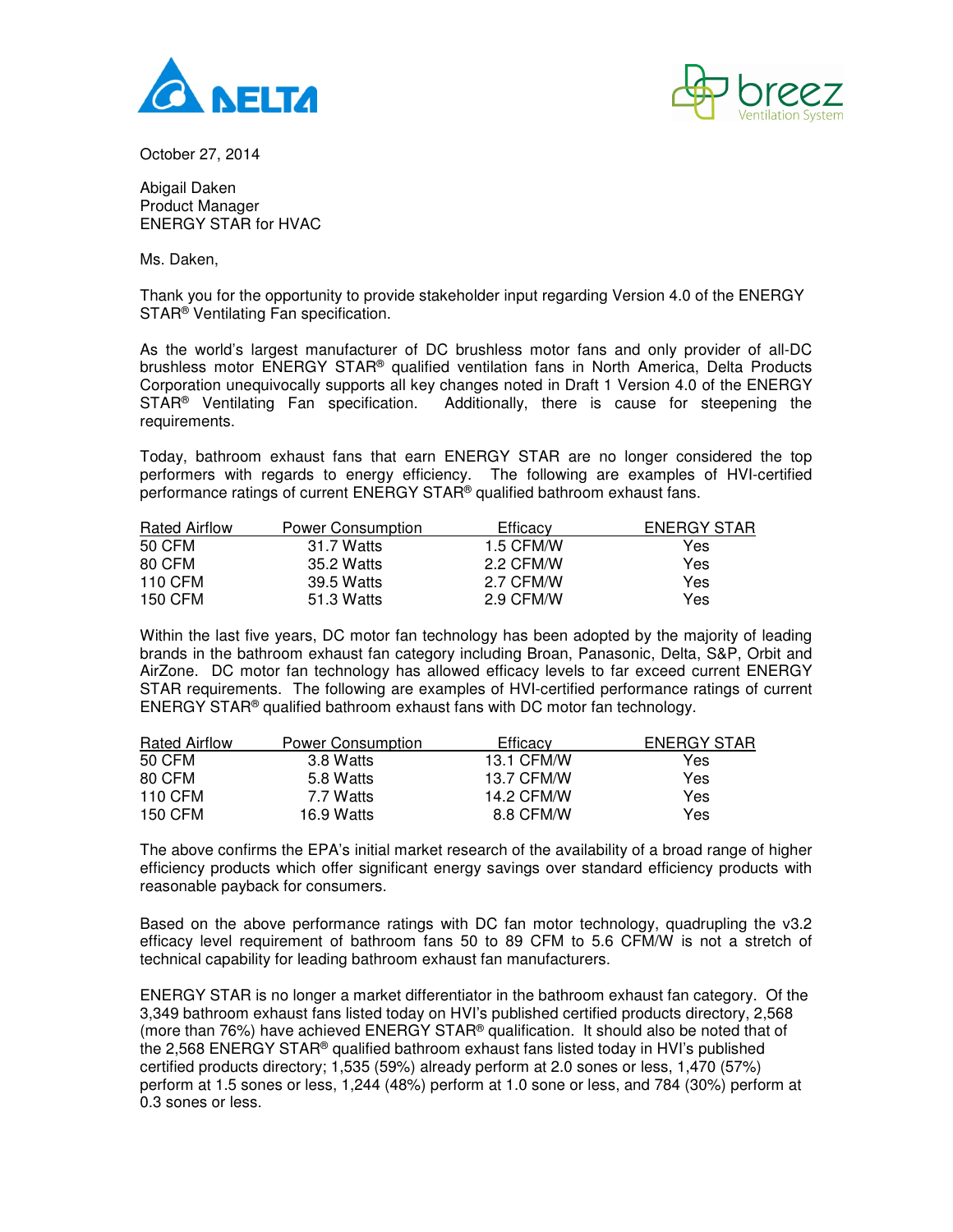October 27, 2014

Abigail Daken
Product Manager
ENERGY STAR for HVAC

Ms. Daken,

Thank you for the opportunity to provide stakeholder input regarding Version 4.0 of the ENERGY STAR® Ventilating Fan specification.

As the world's largest manufacturer of DC brushless motor fans and only provider of all-DC brushless motor ENERGY STAR® qualified ventilation fans in North America, Delta Products Corporation unequivocally supports all key changes noted in Draft 1 Version 4.0 of the ENERGY STAR® Ventilating Fan specification. Additionally, there is cause for steepening the requirements.

Today, bathroom exhaust fans that earn ENERGY STAR are no longer considered the top performers with regards to energy efficiency. The following are examples of HVI-certified performance ratings of current ENERGY STAR® qualified bathroom exhaust fans.

| Rated Airflow | Power Consumption | Efficacy | ENERGY STAR |
|---|---|---|---|
| 50 CFM | 31.7 Watts | 1.5 CFM/W | Yes |
| 80 CFM | 35.2 Watts | 2.2 CFM/W | Yes |
| 110 CFM | 39.5 Watts | 2.7 CFM/W | Yes |
| 150 CFM | 51.3 Watts | 2.9 CFM/W | Yes |

Within the last five years, DC motor fan technology has been adopted by the majority of leading brands in the bathroom exhaust fan category including Broan, Panasonic, Delta, S&P, Orbit and AirZone. DC motor fan technology has allowed efficacy levels to far exceed current ENERGY STAR requirements. The following are examples of HVI-certified performance ratings of current ENERGY STAR® qualified bathroom exhaust fans with DC motor fan technology.

| Rated Airflow | Power Consumption | Efficacy | ENERGY STAR |
|---|---|---|---|
| 50 CFM | 3.8 Watts | 13.1 CFM/W | Yes |
| 80 CFM | 5.8 Watts | 13.7 CFM/W | Yes |
| 110 CFM | 7.7 Watts | 14.2 CFM/W | Yes |
| 150 CFM | 16.9 Watts | 8.8 CFM/W | Yes |

The above confirms the EPA's initial market research of the availability of a broad range of higher efficiency products which offer significant energy savings over standard efficiency products with reasonable payback for consumers.

Based on the above performance ratings with DC fan motor technology, quadrupling the v3.2 efficacy level requirement of bathroom fans 50 to 89 CFM to 5.6 CFM/W is not a stretch of technical capability for leading bathroom exhaust fan manufacturers.

ENERGY STAR is no longer a market differentiator in the bathroom exhaust fan category. Of the 3,349 bathroom exhaust fans listed today on HVI's published certified products directory, 2,568 (more than 76%) have achieved ENERGY STAR® qualification. It should also be noted that of the 2,568 ENERGY STAR® qualified bathroom exhaust fans listed today in HVI's published certified products directory; 1,535 (59%) already perform at 2.0 sones or less, 1,470 (57%) perform at 1.5 sones or less, 1,244 (48%) perform at 1.0 sone or less, and 784 (30%) perform at 0.3 sones or less.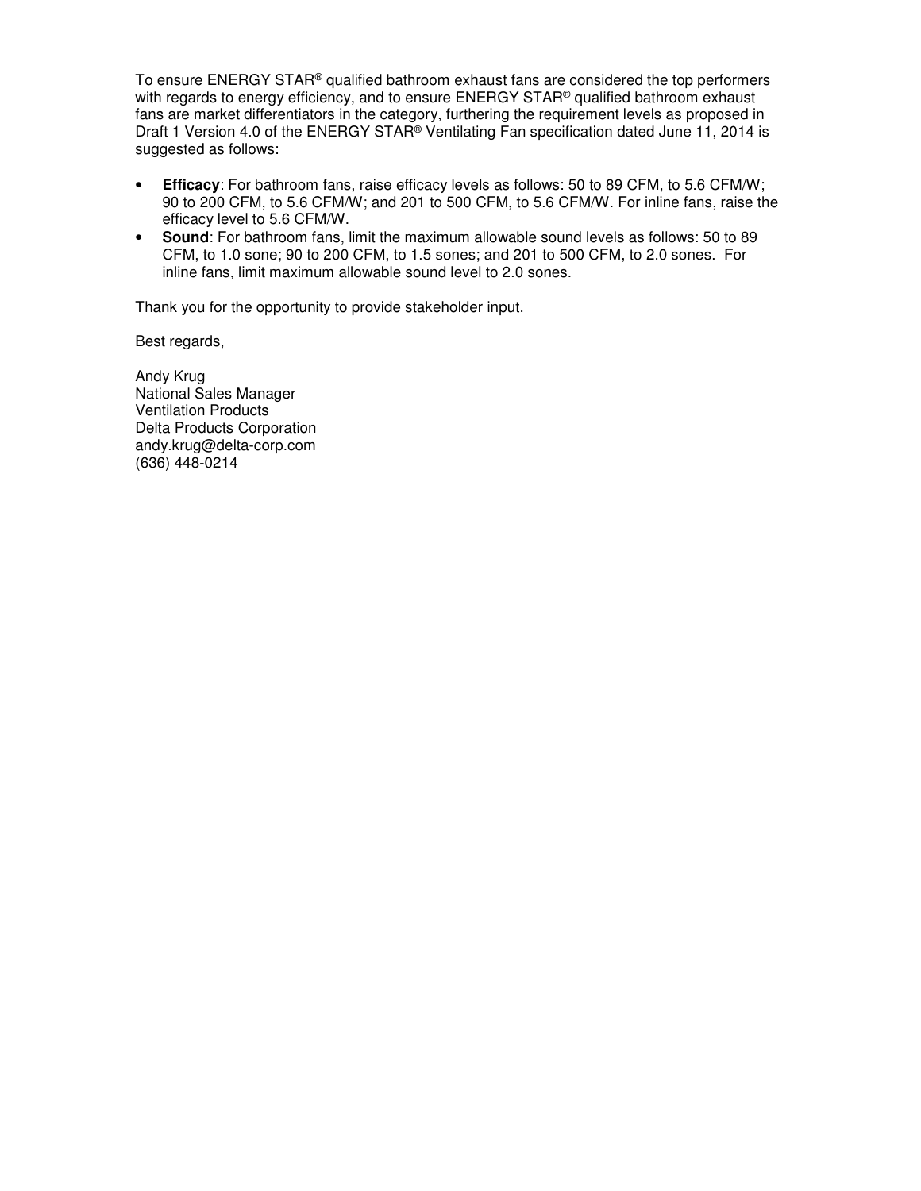To ensure ENERGY STAR® qualified bathroom exhaust fans are considered the top performers with regards to energy efficiency, and to ensure ENERGY STAR® qualified bathroom exhaust fans are market differentiators in the category, furthering the requirement levels as proposed in Draft 1 Version 4.0 of the ENERGY STAR® Ventilating Fan specification dated June 11, 2014 is suggested as follows:

- **Efficacy**: For bathroom fans, raise efficacy levels as follows: 50 to 89 CFM, to 5.6 CFM/W; 90 to 200 CFM, to 5.6 CFM/W; and 201 to 500 CFM, to 5.6 CFM/W. For inline fans, raise the efficacy level to 5.6 CFM/W.
- **Sound**: For bathroom fans, limit the maximum allowable sound levels as follows: 50 to 89 CFM, to 1.0 sone; 90 to 200 CFM, to 1.5 sones; and 201 to 500 CFM, to 2.0 sones. For inline fans, limit maximum allowable sound level to 2.0 sones.

Thank you for the opportunity to provide stakeholder input.

Best regards,

Andy Krug
National Sales Manager
Ventilation Products
Delta Products Corporation
andy.krug@delta-corp.com
(636) 448-0214